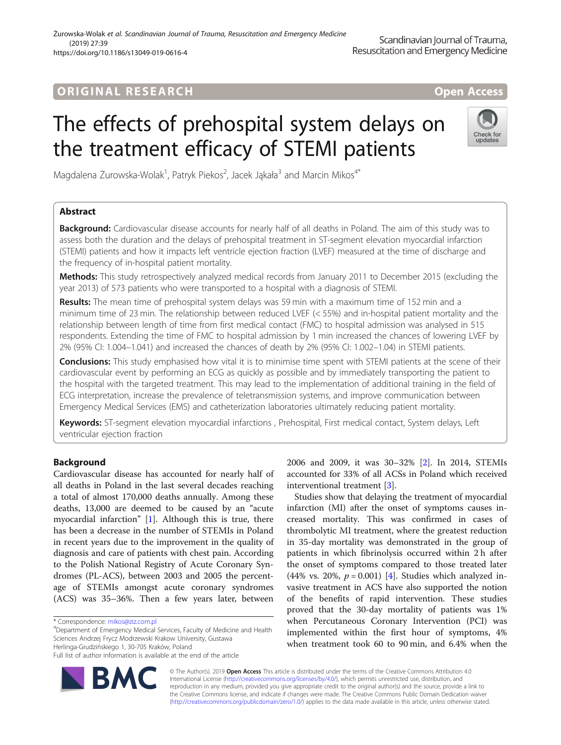ORIGINAL RESEARCH

Open Access

# The effects of prehospital system delays on the treatment efficacy of STEMI patients

Magdalena Żurowska-Wolak[1], Patryk Piekos[2], Jacek Jąkała[3] and Marcin Mikos[4*]

## Abstract

**Background:** Cardiovascular disease accounts for nearly half of all deaths in Poland. The aim of this study was to assess both the duration and the delays of prehospital treatment in ST-segment elevation myocardial infarction (STEMI) patients and how it impacts left ventricle ejection fraction (LVEF) measured at the time of discharge and the frequency of in-hospital patient mortality.

**Methods:** This study retrospectively analyzed medical records from January 2011 to December 2015 (excluding the year 2013) of 573 patients who were transported to a hospital with a diagnosis of STEMI.

**Results:** The mean time of prehospital system delays was 59 min with a maximum time of 152 min and a minimum time of 23 min. The relationship between reduced LVEF (< 55%) and in-hospital patient mortality and the relationship between length of time from first medical contact (FMC) to hospital admission was analysed in 515 respondents. Extending the time of FMC to hospital admission by 1 min increased the chances of lowering LVEF by 2% (95% CI: 1.004–1.041) and increased the chances of death by 2% (95% CI: 1.002–1.04) in STEMI patients.

**Conclusions:** This study emphasised how vital it is to minimise time spent with STEMI patients at the scene of their cardiovascular event by performing an ECG as quickly as possible and by immediately transporting the patient to the hospital with the targeted treatment. This may lead to the implementation of additional training in the field of ECG interpretation, increase the prevalence of teletransmission systems, and improve communication between Emergency Medical Services (EMS) and catheterization laboratories ultimately reducing patient mortality.

**Keywords:** ST-segment elevation myocardial infarctions , Prehospital, First medical contact, System delays, Left ventricular ejection fraction

## Background

Cardiovascular disease has accounted for nearly half of all deaths in Poland in the last several decades reaching a total of almost 170,000 deaths annually. Among these deaths, 13,000 are deemed to be caused by an "acute myocardial infarction" [1]. Although this is true, there has been a decrease in the number of STEMIs in Poland in recent years due to the improvement in the quality of diagnosis and care of patients with chest pain. According to the Polish National Registry of Acute Coronary Syndromes (PL-ACS), between 2003 and 2005 the percentage of STEMIs amongst acute coronary syndromes (ACS) was 35–36%. Then a few years later, between 2006 and 2009, it was 30–32% [2]. In 2014, STEMIs accounted for 33% of all ACSs in Poland which received interventional treatment [3].

Studies show that delaying the treatment of myocardial infarction (MI) after the onset of symptoms causes increased mortality. This was confirmed in cases of thrombolytic MI treatment, where the greatest reduction in 35-day mortality was demonstrated in the group of patients in which fibrinolysis occurred within 2 h after the onset of symptoms compared to those treated later (44% vs. 20%, $p = 0.001$) [4]. Studies which analyzed invasive treatment in ACS have also supported the notion of the benefits of rapid intervention. These studies proved that the 30-day mortality of patients was 1% when Percutaneous Coronary Intervention (PCI) was implemented within the first hour of symptoms, 4% when treatment took 60 to 90 min, and 6.4% when the

\* Correspondence: mikos@ziz.com.pl

[4]Department of Emergency Medical Services, Faculty of Medicine and Health Sciences Andrzej Frycz Modrzewski Krakow University, Gustawa Herlinga-Grudzińskiego 1, 30-705 Kraków, Poland

Full list of author information is available at the end of the article

© The Author(s). 2019 **Open Access** This article is distributed under the terms of the Creative Commons Attribution 4.0 International License (http://creativecommons.org/licenses/by/4.0/), which permits unrestricted use, distribution, and reproduction in any medium, provided you give appropriate credit to the original author(s) and the source, provide a link to the Creative Commons license, and indicate if changes were made. The Creative Commons Public Domain Dedication waiver (http://creativecommons.org/publicdomain/zero/1.0/) applies to the data made available in this article, unless otherwise stated.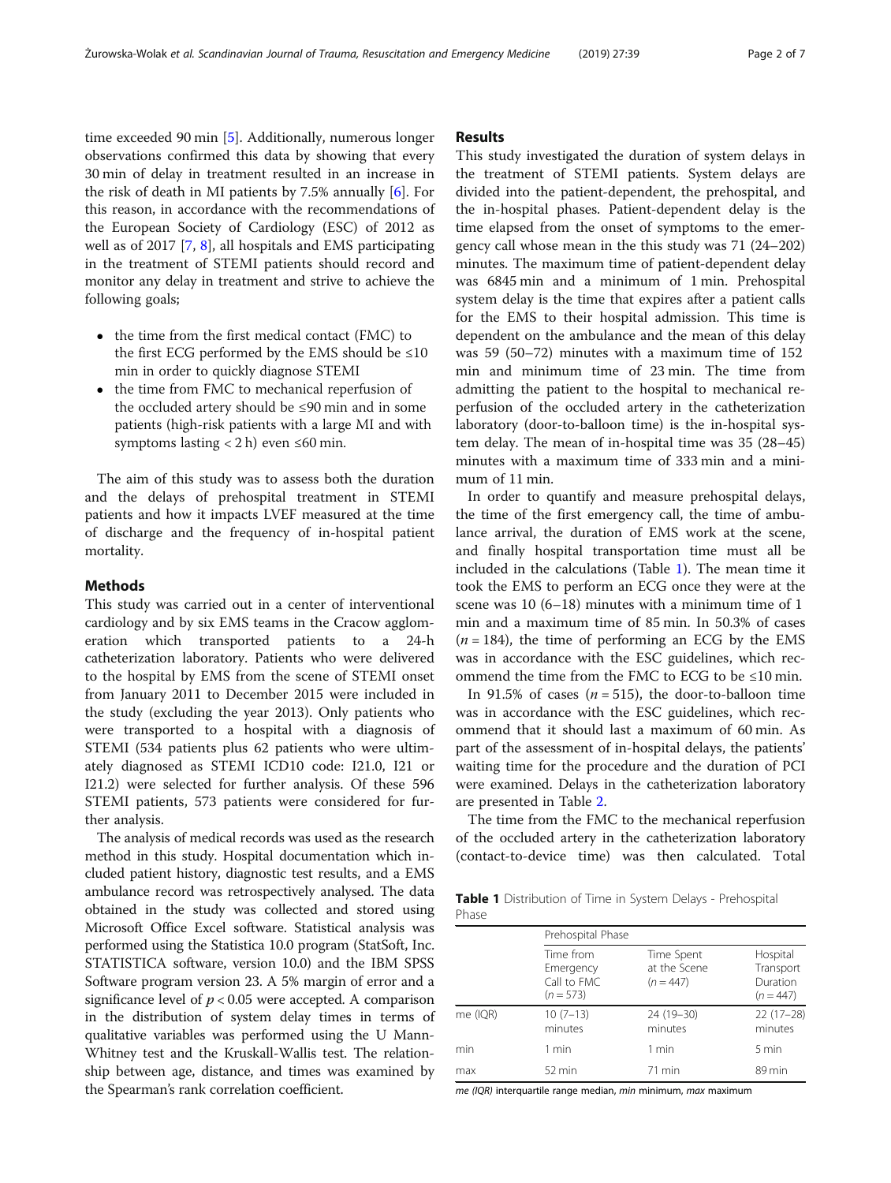time exceeded 90 min [5]. Additionally, numerous longer observations confirmed this data by showing that every 30 min of delay in treatment resulted in an increase in the risk of death in MI patients by 7.5% annually [6]. For this reason, in accordance with the recommendations of the European Society of Cardiology (ESC) of 2012 as well as of 2017 [7, 8], all hospitals and EMS participating in the treatment of STEMI patients should record and monitor any delay in treatment and strive to achieve the following goals;

- the time from the first medical contact (FMC) to the first ECG performed by the EMS should be ≤10 min in order to quickly diagnose STEMI
- the time from FMC to mechanical reperfusion of the occluded artery should be ≤90 min and in some patients (high-risk patients with a large MI and with symptoms lasting < 2 h) even ≤60 min.

The aim of this study was to assess both the duration and the delays of prehospital treatment in STEMI patients and how it impacts LVEF measured at the time of discharge and the frequency of in-hospital patient mortality.

## Methods

This study was carried out in a center of interventional cardiology and by six EMS teams in the Cracow agglomeration which transported patients to a 24-h catheterization laboratory. Patients who were delivered to the hospital by EMS from the scene of STEMI onset from January 2011 to December 2015 were included in the study (excluding the year 2013). Only patients who were transported to a hospital with a diagnosis of STEMI (534 patients plus 62 patients who were ultimately diagnosed as STEMI ICD10 code: I21.0, I21 or I21.2) were selected for further analysis. Of these 596 STEMI patients, 573 patients were considered for further analysis.

The analysis of medical records was used as the research method in this study. Hospital documentation which included patient history, diagnostic test results, and a EMS ambulance record was retrospectively analysed. The data obtained in the study was collected and stored using Microsoft Office Excel software. Statistical analysis was performed using the Statistica 10.0 program (StatSoft, Inc. STATISTICA software, version 10.0) and the IBM SPSS Software program version 23. A 5% margin of error and a significance level of $p < 0.05$ were accepted. A comparison in the distribution of system delay times in terms of qualitative variables was performed using the U Mann-Whitney test and the Kruskall-Wallis test. The relationship between age, distance, and times was examined by the Spearman's rank correlation coefficient.

## Results

This study investigated the duration of system delays in the treatment of STEMI patients. System delays are divided into the patient-dependent, the prehospital, and the in-hospital phases. Patient-dependent delay is the time elapsed from the onset of symptoms to the emergency call whose mean in the this study was 71 (24–202) minutes. The maximum time of patient-dependent delay was 6845 min and a minimum of 1 min. Prehospital system delay is the time that expires after a patient calls for the EMS to their hospital admission. This time is dependent on the ambulance and the mean of this delay was 59 (50–72) minutes with a maximum time of 152 min and minimum time of 23 min. The time from admitting the patient to the hospital to mechanical reperfusion of the occluded artery in the catheterization laboratory (door-to-balloon time) is the in-hospital system delay. The mean of in-hospital time was 35 (28–45) minutes with a maximum time of 333 min and a minimum of 11 min.

In order to quantify and measure prehospital delays, the time of the first emergency call, the time of ambulance arrival, the duration of EMS work at the scene, and finally hospital transportation time must all be included in the calculations (Table 1). The mean time it took the EMS to perform an ECG once they were at the scene was 10 (6–18) minutes with a minimum time of 1 min and a maximum time of 85 min. In 50.3% of cases ($n = 184$), the time of performing an ECG by the EMS was in accordance with the ESC guidelines, which recommend the time from the FMC to ECG to be ≤10 min.

In 91.5% of cases ($n = 515$), the door-to-balloon time was in accordance with the ESC guidelines, which recommend that it should last a maximum of 60 min. As part of the assessment of in-hospital delays, the patients' waiting time for the procedure and the duration of PCI were examined. Delays in the catheterization laboratory are presented in Table 2.

The time from the FMC to the mechanical reperfusion of the occluded artery in the catheterization laboratory (contact-to-device time) was then calculated. Total

**Table 1** Distribution of Time in System Delays - Prehospital Phase

| | Prehospital Phase | | |
|---|---|---|---|
| | Time from Emergency Call to FMC ($n = 573$) | Time Spent at the Scene ($n = 447$) | Hospital Transport Duration ($n = 447$) |
| me (IQR) | 10 (7–13) minutes | 24 (19–30) minutes | 22 (17–28) minutes |
| min | 1 min | 1 min | 5 min |
| max | 52 min | 71 min | 89 min |

*me (IQR)* interquartile range median, *min* minimum, *max* maximum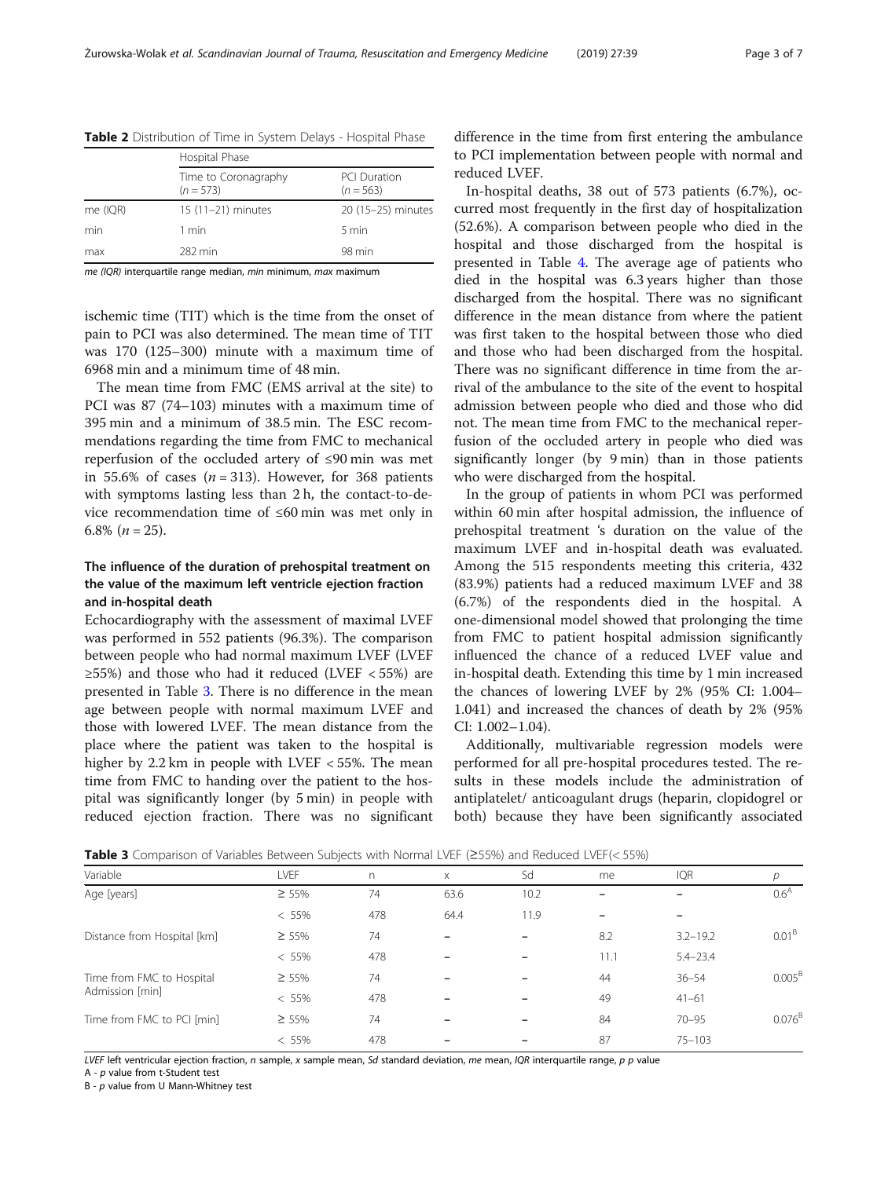**Table 2** Distribution of Time in System Delays - Hospital Phase

| | Hospital Phase | |
|---|---|---|
| | Time to Coronagraphy ($n = 573$) | PCI Duration ($n = 563$) |
| me (IQR) | 15 (11–21) minutes | 20 (15–25) minutes |
| min | 1 min | 5 min |
| max | 282 min | 98 min |

*me (IQR)* interquartile range median, *min* minimum, *max* maximum

ischemic time (TIT) which is the time from the onset of pain to PCI was also determined. The mean time of TIT was 170 (125–300) minute with a maximum time of 6968 min and a minimum time of 48 min.

The mean time from FMC (EMS arrival at the site) to PCI was 87 (74–103) minutes with a maximum time of 395 min and a minimum of 38.5 min. The ESC recommendations regarding the time from FMC to mechanical reperfusion of the occluded artery of ≤90 min was met in 55.6% of cases ($n = 313$). However, for 368 patients with symptoms lasting less than 2 h, the contact-to-device recommendation time of ≤60 min was met only in 6.8% ($n = 25$).

### The influence of the duration of prehospital treatment on the value of the maximum left ventricle ejection fraction and in-hospital death

Echocardiography with the assessment of maximal LVEF was performed in 552 patients (96.3%). The comparison between people who had normal maximum LVEF (LVEF ≥55%) and those who had it reduced (LVEF < 55%) are presented in Table 3. There is no difference in the mean age between people with normal maximum LVEF and those with lowered LVEF. The mean distance from the place where the patient was taken to the hospital is higher by 2.2 km in people with LVEF < 55%. The mean time from FMC to handing over the patient to the hospital was significantly longer (by 5 min) in people with reduced ejection fraction. There was no significant difference in the time from first entering the ambulance to PCI implementation between people with normal and reduced LVEF.

In-hospital deaths, 38 out of 573 patients (6.7%), occurred most frequently in the first day of hospitalization (52.6%). A comparison between people who died in the hospital and those discharged from the hospital is presented in Table 4. The average age of patients who died in the hospital was 6.3 years higher than those discharged from the hospital. There was no significant difference in the mean distance from where the patient was first taken to the hospital between those who died and those who had been discharged from the hospital. There was no significant difference in time from the arrival of the ambulance to the site of the event to hospital admission between people who died and those who did not. The mean time from FMC to the mechanical reperfusion of the occluded artery in people who died was significantly longer (by 9 min) than in those patients who were discharged from the hospital.

In the group of patients in whom PCI was performed within 60 min after hospital admission, the influence of prehospital treatment 's duration on the value of the maximum LVEF and in-hospital death was evaluated. Among the 515 respondents meeting this criteria, 432 (83.9%) patients had a reduced maximum LVEF and 38 (6.7%) of the respondents died in the hospital. A one-dimensional model showed that prolonging the time from FMC to patient hospital admission significantly influenced the chance of a reduced LVEF value and in-hospital death. Extending this time by 1 min increased the chances of lowering LVEF by 2% (95% CI: 1.004–1.041) and increased the chances of death by 2% (95% CI: 1.002–1.04).

Additionally, multivariable regression models were performed for all pre-hospital procedures tested. The results in these models include the administration of antiplatelet/ anticoagulant drugs (heparin, clopidogrel or both) because they have been significantly associated

**Table 3** Comparison of Variables Between Subjects with Normal LVEF (≥55%) and Reduced LVEF(< 55%)

| Variable | LVEF | n | x | Sd | me | IQR | p |
|---|---|---|---|---|---|---|---|
| Age [years] | ≥ 55% | 74 | 63.6 | 10.2 | – | – | 0.6[A] |
| | < 55% | 478 | 64.4 | 11.9 | – | – | |
| Distance from Hospital [km] | ≥ 55% | 74 | – | – | 8.2 | 3.2–19.2 | 0.01[B] |
| | < 55% | 478 | – | – | 11.1 | 5.4–23.4 | |
| Time from FMC to Hospital Admission [min] | ≥ 55% | 74 | – | – | 44 | 36–54 | 0.005[B] |
| | < 55% | 478 | – | – | 49 | 41–61 | |
| Time from FMC to PCI [min] | ≥ 55% | 74 | – | – | 84 | 70–95 | 0.076[B] |
| | < 55% | 478 | – | – | 87 | 75–103 | |

*LVEF* left ventricular ejection fraction, *n* sample, *x* sample mean, *Sd* standard deviation, *me* mean, *IQR* interquartile range, *p* p value

A - *p* value from t-Student test

B - *p* value from U Mann-Whitney test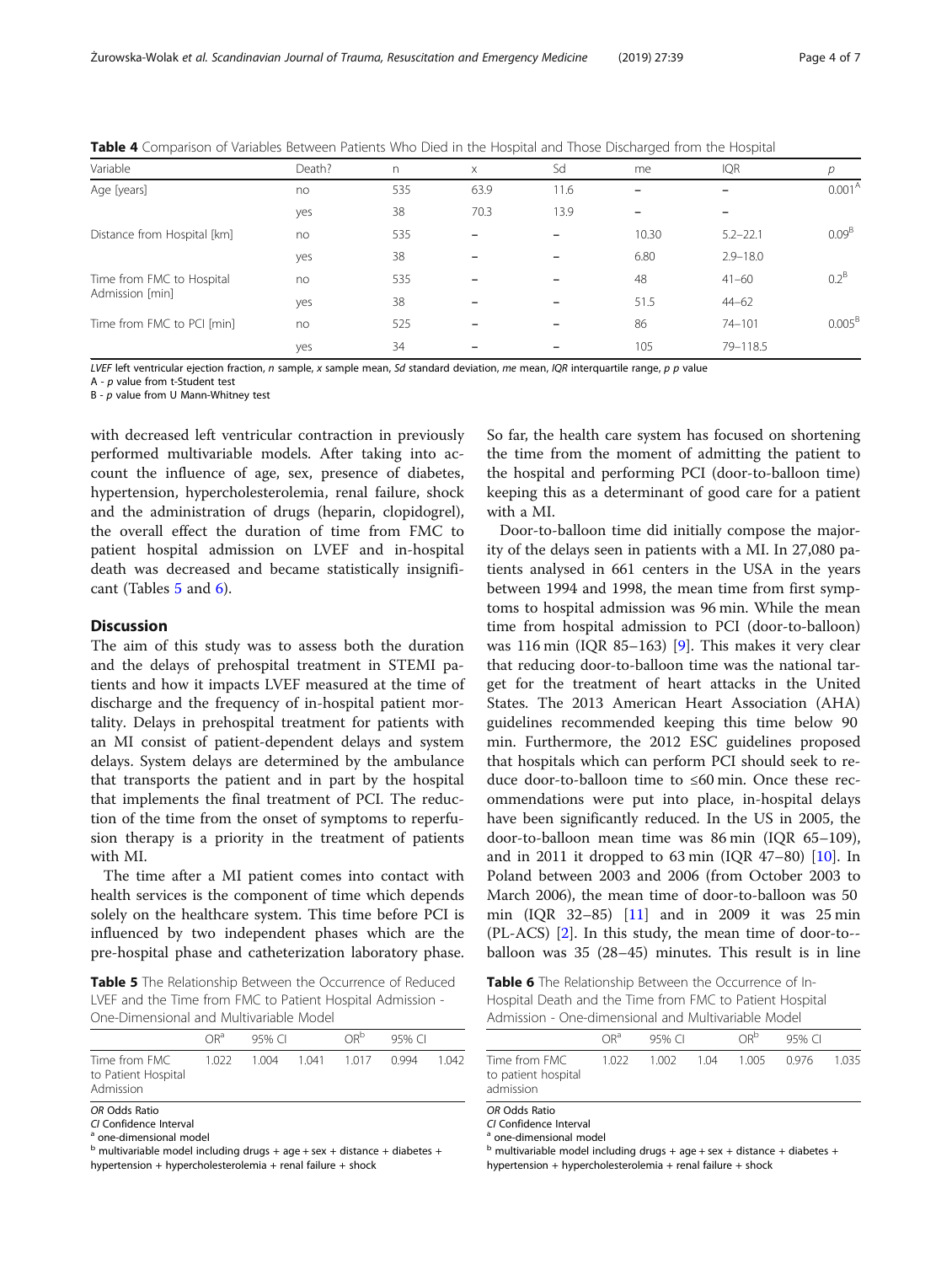**Table 4** Comparison of Variables Between Patients Who Died in the Hospital and Those Discharged from the Hospital

| Variable | Death? | n | x | Sd | me | IQR | p |
|---|---|---|---|---|---|---|---|
| Age [years] | no | 535 | 63.9 | 11.6 | – | – | 0.001[A] |
| | yes | 38 | 70.3 | 13.9 | – | – | |
| Distance from Hospital [km] | no | 535 | – | – | 10.30 | 5.2–22.1 | 0.09[B] |
| | yes | 38 | – | – | 6.80 | 2.9–18.0 | |
| Time from FMC to Hospital Admission [min] | no | 535 | – | – | 48 | 41–60 | 0.2[B] |
| | yes | 38 | – | – | 51.5 | 44–62 | |
| Time from FMC to PCI [min] | no | 525 | – | – | 86 | 74–101 | 0.005[B] |
| | yes | 34 | – | – | 105 | 79–118.5 | |

*LVEF* left ventricular ejection fraction, *n* sample, *x* sample mean, *Sd* standard deviation, *me* mean, *IQR* interquartile range, *p* p value

A - *p* value from t-Student test

B - *p* value from U Mann-Whitney test

with decreased left ventricular contraction in previously performed multivariable models. After taking into account the influence of age, sex, presence of diabetes, hypertension, hypercholesterolemia, renal failure, shock and the administration of drugs (heparin, clopidogrel), the overall effect the duration of time from FMC to patient hospital admission on LVEF and in-hospital death was decreased and became statistically insignificant (Tables 5 and 6).

## Discussion

The aim of this study was to assess both the duration and the delays of prehospital treatment in STEMI patients and how it impacts LVEF measured at the time of discharge and the frequency of in-hospital patient mortality. Delays in prehospital treatment for patients with an MI consist of patient-dependent delays and system delays. System delays are determined by the ambulance that transports the patient and in part by the hospital that implements the final treatment of PCI. The reduction of the time from the onset of symptoms to reperfusion therapy is a priority in the treatment of patients with MI.

The time after a MI patient comes into contact with health services is the component of time which depends solely on the healthcare system. This time before PCI is influenced by two independent phases which are the pre-hospital phase and catheterization laboratory phase.

**Table 5** The Relationship Between the Occurrence of Reduced LVEF and the Time from FMC to Patient Hospital Admission - One-Dimensional and Multivariable Model

| | OR[a] | 95% CI | | OR[b] | 95% CI | |
|---|---|---|---|---|---|---|
| Time from FMC to Patient Hospital Admission | 1.022 | 1.004 | 1.041 | 1.017 | 0.994 | 1.042 |

*OR* Odds Ratio

*CI* Confidence Interval

[a] one-dimensional model

[b] multivariable model including drugs + age + sex + distance + diabetes + hypertension + hypercholesterolemia + renal failure + shock

So far, the health care system has focused on shortening the time from the moment of admitting the patient to the hospital and performing PCI (door-to-balloon time) keeping this as a determinant of good care for a patient with a MI.

Door-to-balloon time did initially compose the majority of the delays seen in patients with a MI. In 27,080 patients analysed in 661 centers in the USA in the years between 1994 and 1998, the mean time from first symptoms to hospital admission was 96 min. While the mean time from hospital admission to PCI (door-to-balloon) was 116 min (IQR 85–163) [9]. This makes it very clear that reducing door-to-balloon time was the national target for the treatment of heart attacks in the United States. The 2013 American Heart Association (AHA) guidelines recommended keeping this time below 90 min. Furthermore, the 2012 ESC guidelines proposed that hospitals which can perform PCI should seek to reduce door-to-balloon time to ≤60 min. Once these recommendations were put into place, in-hospital delays have been significantly reduced. In the US in 2005, the door-to-balloon mean time was 86 min (IQR 65–109), and in 2011 it dropped to 63 min (IQR 47–80) [10]. In Poland between 2003 and 2006 (from October 2003 to March 2006), the mean time of door-to-balloon was 50 min (IQR 32–85) [11] and in 2009 it was 25 min (PL-ACS) [2]. In this study, the mean time of door-to-balloon was 35 (28–45) minutes. This result is in line

**Table 6** The Relationship Between the Occurrence of In-Hospital Death and the Time from FMC to Patient Hospital Admission - One-dimensional and Multivariable Model

| | OR[a] | 95% CI | | OR[b] | 95% CI | |
|---|---|---|---|---|---|---|
| Time from FMC to patient hospital admission | 1.022 | 1.002 | 1.04 | 1.005 | 0.976 | 1.035 |

*OR* Odds Ratio

*CI* Confidence Interval

[a] one-dimensional model

[b] multivariable model including drugs + age + sex + distance + diabetes + hypertension + hypercholesterolemia + renal failure + shock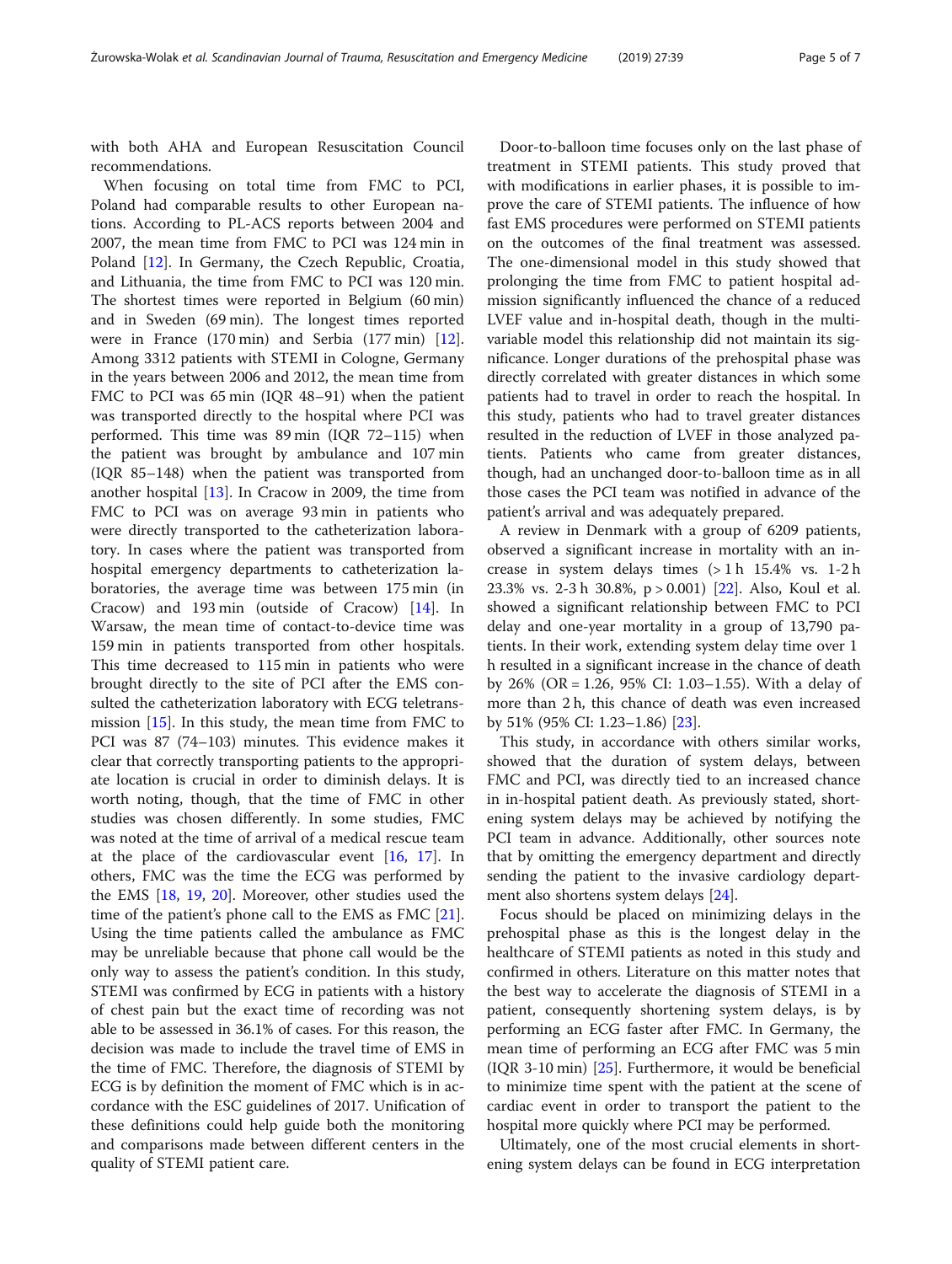with both AHA and European Resuscitation Council recommendations.

When focusing on total time from FMC to PCI, Poland had comparable results to other European nations. According to PL-ACS reports between 2004 and 2007, the mean time from FMC to PCI was 124 min in Poland [12]. In Germany, the Czech Republic, Croatia, and Lithuania, the time from FMC to PCI was 120 min. The shortest times were reported in Belgium (60 min) and in Sweden (69 min). The longest times reported were in France (170 min) and Serbia (177 min) [12]. Among 3312 patients with STEMI in Cologne, Germany in the years between 2006 and 2012, the mean time from FMC to PCI was 65 min (IQR 48–91) when the patient was transported directly to the hospital where PCI was performed. This time was 89 min (IQR 72–115) when the patient was brought by ambulance and 107 min (IQR 85–148) when the patient was transported from another hospital [13]. In Cracow in 2009, the time from FMC to PCI was on average 93 min in patients who were directly transported to the catheterization laboratory. In cases where the patient was transported from hospital emergency departments to catheterization laboratories, the average time was between 175 min (in Cracow) and 193 min (outside of Cracow) [14]. In Warsaw, the mean time of contact-to-device time was 159 min in patients transported from other hospitals. This time decreased to 115 min in patients who were brought directly to the site of PCI after the EMS consulted the catheterization laboratory with ECG teletransmission [15]. In this study, the mean time from FMC to PCI was 87 (74–103) minutes. This evidence makes it clear that correctly transporting patients to the appropriate location is crucial in order to diminish delays. It is worth noting, though, that the time of FMC in other studies was chosen differently. In some studies, FMC was noted at the time of arrival of a medical rescue team at the place of the cardiovascular event [16, 17]. In others, FMC was the time the ECG was performed by the EMS [18, 19, 20]. Moreover, other studies used the time of the patient's phone call to the EMS as FMC [21]. Using the time patients called the ambulance as FMC may be unreliable because that phone call would be the only way to assess the patient's condition. In this study, STEMI was confirmed by ECG in patients with a history of chest pain but the exact time of recording was not able to be assessed in 36.1% of cases. For this reason, the decision was made to include the travel time of EMS in the time of FMC. Therefore, the diagnosis of STEMI by ECG is by definition the moment of FMC which is in accordance with the ESC guidelines of 2017. Unification of these definitions could help guide both the monitoring and comparisons made between different centers in the quality of STEMI patient care.

Door-to-balloon time focuses only on the last phase of treatment in STEMI patients. This study proved that with modifications in earlier phases, it is possible to improve the care of STEMI patients. The influence of how fast EMS procedures were performed on STEMI patients on the outcomes of the final treatment was assessed. The one-dimensional model in this study showed that prolonging the time from FMC to patient hospital admission significantly influenced the chance of a reduced LVEF value and in-hospital death, though in the multivariable model this relationship did not maintain its significance. Longer durations of the prehospital phase was directly correlated with greater distances in which some patients had to travel in order to reach the hospital. In this study, patients who had to travel greater distances resulted in the reduction of LVEF in those analyzed patients. Patients who came from greater distances, though, had an unchanged door-to-balloon time as in all those cases the PCI team was notified in advance of the patient's arrival and was adequately prepared.

A review in Denmark with a group of 6209 patients, observed a significant increase in mortality with an increase in system delays times (> 1 h 15.4% vs. 1-2 h 23.3% vs. 2-3 h 30.8%, $p > 0.001$) [22]. Also, Koul et al. showed a significant relationship between FMC to PCI delay and one-year mortality in a group of 13,790 patients. In their work, extending system delay time over 1 h resulted in a significant increase in the chance of death by 26% (OR = 1.26, 95% CI: 1.03–1.55). With a delay of more than 2 h, this chance of death was even increased by 51% (95% CI: 1.23–1.86) [23].

This study, in accordance with others similar works, showed that the duration of system delays, between FMC and PCI, was directly tied to an increased chance in in-hospital patient death. As previously stated, shortening system delays may be achieved by notifying the PCI team in advance. Additionally, other sources note that by omitting the emergency department and directly sending the patient to the invasive cardiology department also shortens system delays [24].

Focus should be placed on minimizing delays in the prehospital phase as this is the longest delay in the healthcare of STEMI patients as noted in this study and confirmed in others. Literature on this matter notes that the best way to accelerate the diagnosis of STEMI in a patient, consequently shortening system delays, is by performing an ECG faster after FMC. In Germany, the mean time of performing an ECG after FMC was 5 min (IQR 3-10 min) [25]. Furthermore, it would be beneficial to minimize time spent with the patient at the scene of cardiac event in order to transport the patient to the hospital more quickly where PCI may be performed.

Ultimately, one of the most crucial elements in shortening system delays can be found in ECG interpretation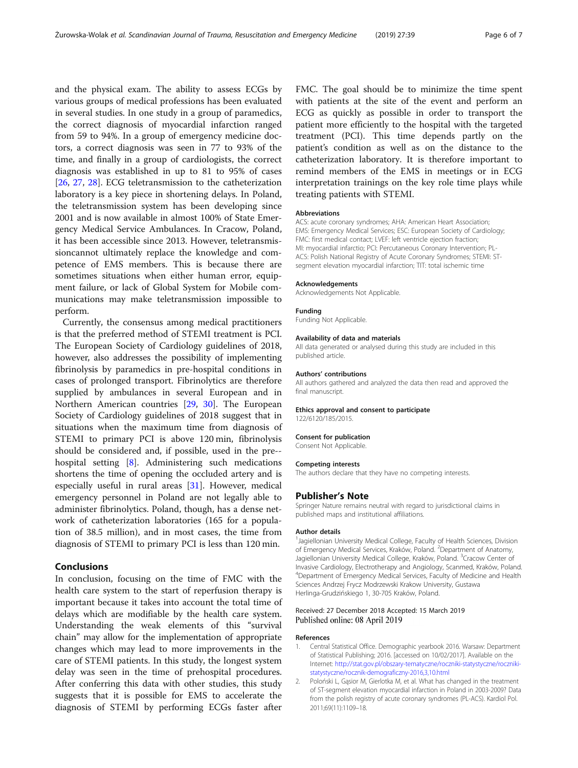and the physical exam. The ability to assess ECGs by various groups of medical professions has been evaluated in several studies. In one study in a group of paramedics, the correct diagnosis of myocardial infarction ranged from 59 to 94%. In a group of emergency medicine doctors, a correct diagnosis was seen in 77 to 93% of the time, and finally in a group of cardiologists, the correct diagnosis was established in up to 81 to 95% of cases [26, 27, 28]. ECG teletransmission to the catheterization laboratory is a key piece in shortening delays. In Poland, the teletransmission system has been developing since 2001 and is now available in almost 100% of State Emergency Medical Service Ambulances. In Cracow, Poland, it has been accessible since 2013. However, teletransmissioncannot ultimately replace the knowledge and competence of EMS members. This is because there are sometimes situations when either human error, equipment failure, or lack of Global System for Mobile communications may make teletransmission impossible to perform.

Currently, the consensus among medical practitioners is that the preferred method of STEMI treatment is PCI. The European Society of Cardiology guidelines of 2018, however, also addresses the possibility of implementing fibrinolysis by paramedics in pre-hospital conditions in cases of prolonged transport. Fibrinolytics are therefore supplied by ambulances in several European and in Northern American countries [29, 30]. The European Society of Cardiology guidelines of 2018 suggest that in situations when the maximum time from diagnosis of STEMI to primary PCI is above 120 min, fibrinolysis should be considered and, if possible, used in the pre--hospital setting [8]. Administering such medications shortens the time of opening the occluded artery and is especially useful in rural areas [31]. However, medical emergency personnel in Poland are not legally able to administer fibrinolytics. Poland, though, has a dense network of catheterization laboratories (165 for a population of 38.5 million), and in most cases, the time from diagnosis of STEMI to primary PCI is less than 120 min.

## Conclusions

In conclusion, focusing on the time of FMC with the health care system to the start of reperfusion therapy is important because it takes into account the total time of delays which are modifiable by the health care system. Understanding the weak elements of this "survival chain" may allow for the implementation of appropriate changes which may lead to more improvements in the care of STEMI patients. In this study, the longest system delay was seen in the time of prehospital procedures. After conferring this data with other studies, this study suggests that it is possible for EMS to accelerate the diagnosis of STEMI by performing ECGs faster after FMC. The goal should be to minimize the time spent with patients at the site of the event and perform an ECG as quickly as possible in order to transport the patient more efficiently to the hospital with the targeted treatment (PCI). This time depends partly on the patient's condition as well as on the distance to the catheterization laboratory. It is therefore important to remind members of the EMS in meetings or in ECG interpretation trainings on the key role time plays while treating patients with STEMI.

#### Abbreviations

ACS: acute coronary syndromes; AHA: American Heart Association; EMS: Emergency Medical Services; ESC: European Society of Cardiology; FMC: first medical contact; LVEF: left ventricle ejection fraction; MI: myocardial infarctio; PCI: Percutaneous Coronary Intervention; PL-ACS: Polish National Registry of Acute Coronary Syndromes; STEMI: ST-segment elevation myocardial infarction; TIT: total ischemic time

#### Acknowledgements

Acknowledgements Not Applicable.

#### Funding

Funding Not Applicable.

#### Availability of data and materials

All data generated or analysed during this study are included in this published article.

#### Authors' contributions

All authors gathered and analyzed the data then read and approved the final manuscript.

#### Ethics approval and consent to participate

122/6120/185/2015.

#### Consent for publication

Consent Not Applicable.

#### Competing interests

The authors declare that they have no competing interests.

### Publisher's Note

Springer Nature remains neutral with regard to jurisdictional claims in published maps and institutional affiliations.

#### Author details

[1]Jagiellonian University Medical College, Faculty of Health Sciences, Division of Emergency Medical Services, Kraków, Poland. [2]Department of Anatomy, Jagiellonian University Medical College, Kraków, Poland. [3]Cracow Center of Invasive Cardiology, Electrotherapy and Angiology, Scanmed, Kraków, Poland. [4]Department of Emergency Medical Services, Faculty of Medicine and Health Sciences Andrzej Frycz Modrzewski Krakow University, Gustawa Herlinga-Grudzińskiego 1, 30-705 Kraków, Poland.

Received: 27 December 2018 Accepted: 15 March 2019
Published online: 08 April 2019

#### References

1. Central Statistical Office. Demographic yearbook 2016. Warsaw: Department of Statistical Publishing; 2016. [accessed on 10/02/2017]. Available on the Internet: http://stat.gov.pl/obszary-tematyczne/roczniki-statystyczne/roczniki-statystyczne/rocznik-demograficzny-2016,3,10.html
2. Poloński L, Gąsior M, Gierlotka M, et al. What has changed in the treatment of ST-segment elevation myocardial infarction in Poland in 2003-2009? Data from the polish registry of acute coronary syndromes (PL-ACS). Kardiol Pol. 2011;69(11):1109–18.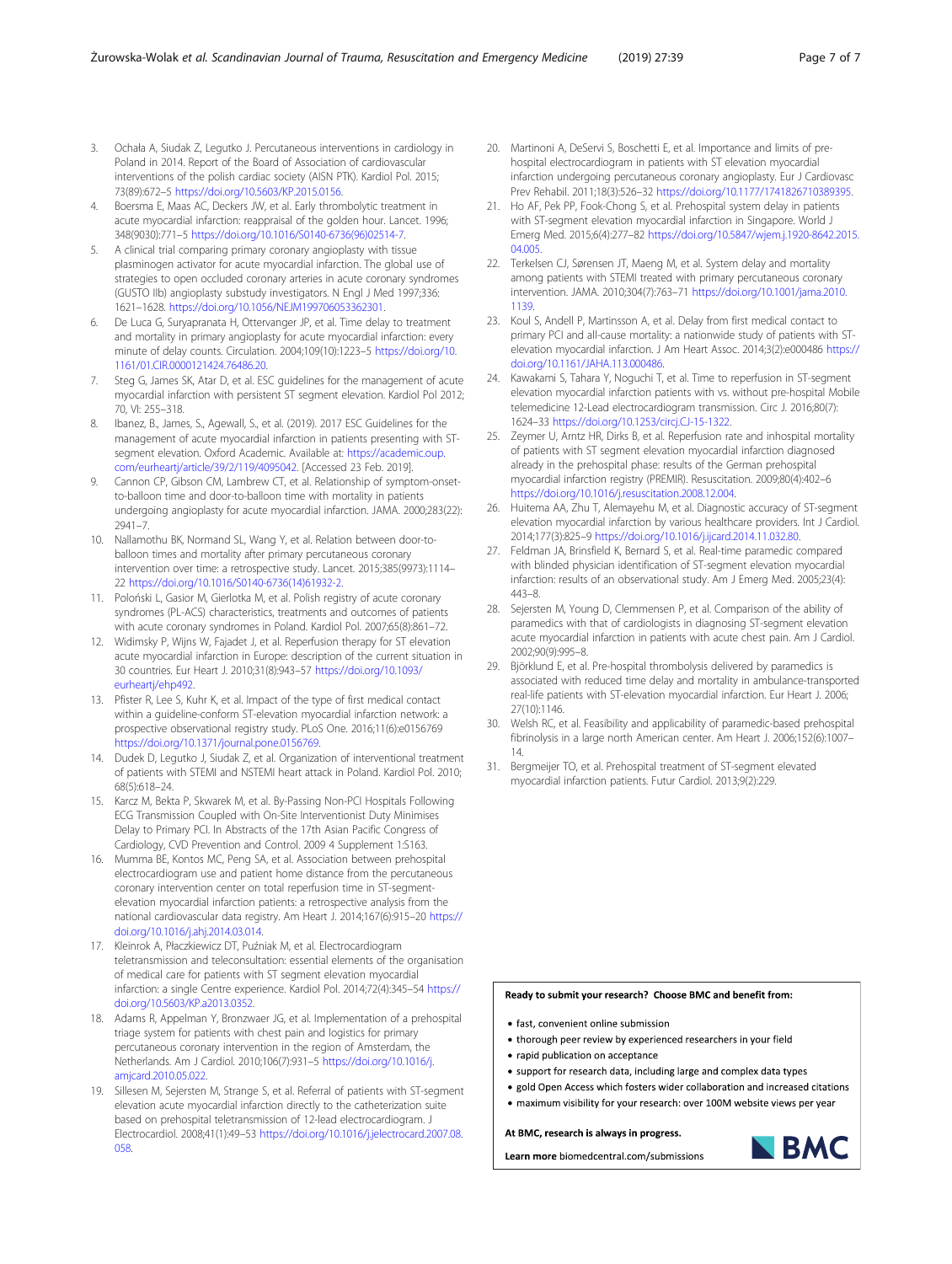3. Ochała A, Siudak Z, Legutko J. Percutaneous interventions in cardiology in Poland in 2014. Report of the Board of Association of cardiovascular interventions of the polish cardiac society (AISN PTK). Kardiol Pol. 2015; 73(89):672–5 https://doi.org/10.5603/KP.2015.0156.
4. Boersma E, Maas AC, Deckers JW, et al. Early thrombolytic treatment in acute myocardial infarction: reappraisal of the golden hour. Lancet. 1996; 348(9030):771–5 https://doi.org/10.1016/S0140-6736(96)02514-7.
5. A clinical trial comparing primary coronary angioplasty with tissue plasminogen activator for acute myocardial infarction. The global use of strategies to open occluded coronary arteries in acute coronary syndromes (GUSTO IIb) angioplasty substudy investigators. N Engl J Med 1997;336: 1621–1628. https://doi.org/10.1056/NEJM199706053362301.
6. De Luca G, Suryapranata H, Ottervanger JP, et al. Time delay to treatment and mortality in primary angioplasty for acute myocardial infarction: every minute of delay counts. Circulation. 2004;109(10):1223–5 https://doi.org/10.1161/01.CIR.0000121424.76486.20.
7. Steg G, James SK, Atar D, et al. ESC guidelines for the management of acute myocardial infarction with persistent ST segment elevation. Kardiol Pol 2012; 70, VI: 255–318.
8. Ibanez, B., James, S., Agewall, S., et al. (2019). 2017 ESC Guidelines for the management of acute myocardial infarction in patients presenting with ST-segment elevation. Oxford Academic. Available at: https://academic.oup.com/eurheartj/article/39/2/119/4095042. [Accessed 23 Feb. 2019].
9. Cannon CP, Gibson CM, Lambrew CT, et al. Relationship of symptom-onset-to-balloon time and door-to-balloon time with mortality in patients undergoing angioplasty for acute myocardial infarction. JAMA. 2000;283(22): 2941–7.
10. Nallamothu BK, Normand SL, Wang Y, et al. Relation between door-to-balloon times and mortality after primary percutaneous coronary intervention over time: a retrospective study. Lancet. 2015;385(9973):1114–22 https://doi.org/10.1016/S0140-6736(14)61932-2.
11. Poloński L, Gasior M, Gierlotka M, et al. Polish registry of acute coronary syndromes (PL-ACS) characteristics, treatments and outcomes of patients with acute coronary syndromes in Poland. Kardiol Pol. 2007;65(8):861–72.
12. Widimsky P, Wijns W, Fajadet J, et al. Reperfusion therapy for ST elevation acute myocardial infarction in Europe: description of the current situation in 30 countries. Eur Heart J. 2010;31(8):943–57 https://doi.org/10.1093/eurheartj/ehp492.
13. Pfister R, Lee S, Kuhr K, et al. Impact of the type of first medical contact within a guideline-conform ST-elevation myocardial infarction network: a prospective observational registry study. PLoS One. 2016;11(6):e0156769 https://doi.org/10.1371/journal.pone.0156769.
14. Dudek D, Legutko J, Siudak Z, et al. Organization of interventional treatment of patients with STEMI and NSTEMI heart attack in Poland. Kardiol Pol. 2010; 68(5):618–24.
15. Karcz M, Bekta P, Skwarek M, et al. By-Passing Non-PCI Hospitals Following ECG Transmission Coupled with On-Site Interventionist Duty Minimises Delay to Primary PCI. In Abstracts of the 17th Asian Pacific Congress of Cardiology, CVD Prevention and Control. 2009 4 Supplement 1:S163.
16. Mumma BE, Kontos MC, Peng SA, et al. Association between prehospital electrocardiogram use and patient home distance from the percutaneous coronary intervention center on total reperfusion time in ST-segment-elevation myocardial infarction patients: a retrospective analysis from the national cardiovascular data registry. Am Heart J. 2014;167(6):915–20 https://doi.org/10.1016/j.ahj.2014.03.014.
17. Kleinrok A, Płaczkiewicz DT, Puźniak M, et al. Electrocardiogram teletransmission and teleconsultation: essential elements of the organisation of medical care for patients with ST segment elevation myocardial infarction: a single Centre experience. Kardiol Pol. 2014;72(4):345–54 https://doi.org/10.5603/KP.a2013.0352.
18. Adams R, Appelman Y, Bronzwaer JG, et al. Implementation of a prehospital triage system for patients with chest pain and logistics for primary percutaneous coronary intervention in the region of Amsterdam, the Netherlands. Am J Cardiol. 2010;106(7):931–5 https://doi.org/10.1016/j.amjcard.2010.05.022.
19. Sillesen M, Sejersten M, Strange S, et al. Referral of patients with ST-segment elevation acute myocardial infarction directly to the catheterization suite based on prehospital teletransmission of 12-lead electrocardiogram. J Electrocardiol. 2008;41(1):49–53 https://doi.org/10.1016/j.jelectrocard.2007.08.058.
20. Martinoni A, DeServi S, Boschetti E, et al. Importance and limits of pre-hospital electrocardiogram in patients with ST elevation myocardial infarction undergoing percutaneous coronary angioplasty. Eur J Cardiovasc Prev Rehabil. 2011;18(3):526–32 https://doi.org/10.1177/1741826710389395.
21. Ho AF, Pek PP, Fook-Chong S, et al. Prehospital system delay in patients with ST-segment elevation myocardial infarction in Singapore. World J Emerg Med. 2015;6(4):277–82 https://doi.org/10.5847/wjem.j.1920-8642.2015.04.005.
22. Terkelsen CJ, Sørensen JT, Maeng M, et al. System delay and mortality among patients with STEMI treated with primary percutaneous coronary intervention. JAMA. 2010;304(7):763–71 https://doi.org/10.1001/jama.2010.1139.
23. Koul S, Andell P, Martinsson A, et al. Delay from first medical contact to primary PCI and all-cause mortality: a nationwide study of patients with ST-elevation myocardial infarction. J Am Heart Assoc. 2014;3(2):e000486 https://doi.org/10.1161/JAHA.113.000486.
24. Kawakami S, Tahara Y, Noguchi T, et al. Time to reperfusion in ST-segment elevation myocardial infarction patients with vs. without pre-hospital Mobile telemedicine 12-Lead electrocardiogram transmission. Circ J. 2016;80(7): 1624–33 https://doi.org/10.1253/circj.CJ-15-1322.
25. Zeymer U, Arntz HR, Dirks B, et al. Reperfusion rate and inhospital mortality of patients with ST segment elevation myocardial infarction diagnosed already in the prehospital phase: results of the German prehospital myocardial infarction registry (PREMIR). Resuscitation. 2009;80(4):402–6 https://doi.org/10.1016/j.resuscitation.2008.12.004.
26. Huitema AA, Zhu T, Alemayehu M, et al. Diagnostic accuracy of ST-segment elevation myocardial infarction by various healthcare providers. Int J Cardiol. 2014;177(3):825–9 https://doi.org/10.1016/j.ijcard.2014.11.032.80.
27. Feldman JA, Brinsfield K, Bernard S, et al. Real-time paramedic compared with blinded physician identification of ST-segment elevation myocardial infarction: results of an observational study. Am J Emerg Med. 2005;23(4): 443–8.
28. Sejersten M, Young D, Clemmensen P, et al. Comparison of the ability of paramedics with that of cardiologists in diagnosing ST-segment elevation acute myocardial infarction in patients with acute chest pain. Am J Cardiol. 2002;90(9):995–8.
29. Björklund E, et al. Pre-hospital thrombolysis delivered by paramedics is associated with reduced time delay and mortality in ambulance-transported real-life patients with ST-elevation myocardial infarction. Eur Heart J. 2006; 27(10):1146.
30. Welsh RC, et al. Feasibility and applicability of paramedic-based prehospital fibrinolysis in a large north American center. Am Heart J. 2006;152(6):1007–14.
31. Bergmeijer TO, et al. Prehospital treatment of ST-segment elevated myocardial infarction patients. Futur Cardiol. 2013;9(2):229.

**Ready to submit your research? Choose BMC and benefit from:**

- fast, convenient online submission
- thorough peer review by experienced researchers in your field
- rapid publication on acceptance
- support for research data, including large and complex data types
- gold Open Access which fosters wider collaboration and increased citations
- maximum visibility for your research: over 100M website views per year

**At BMC, research is always in progress.**

**Learn more** biomedcentral.com/submissions

BMC